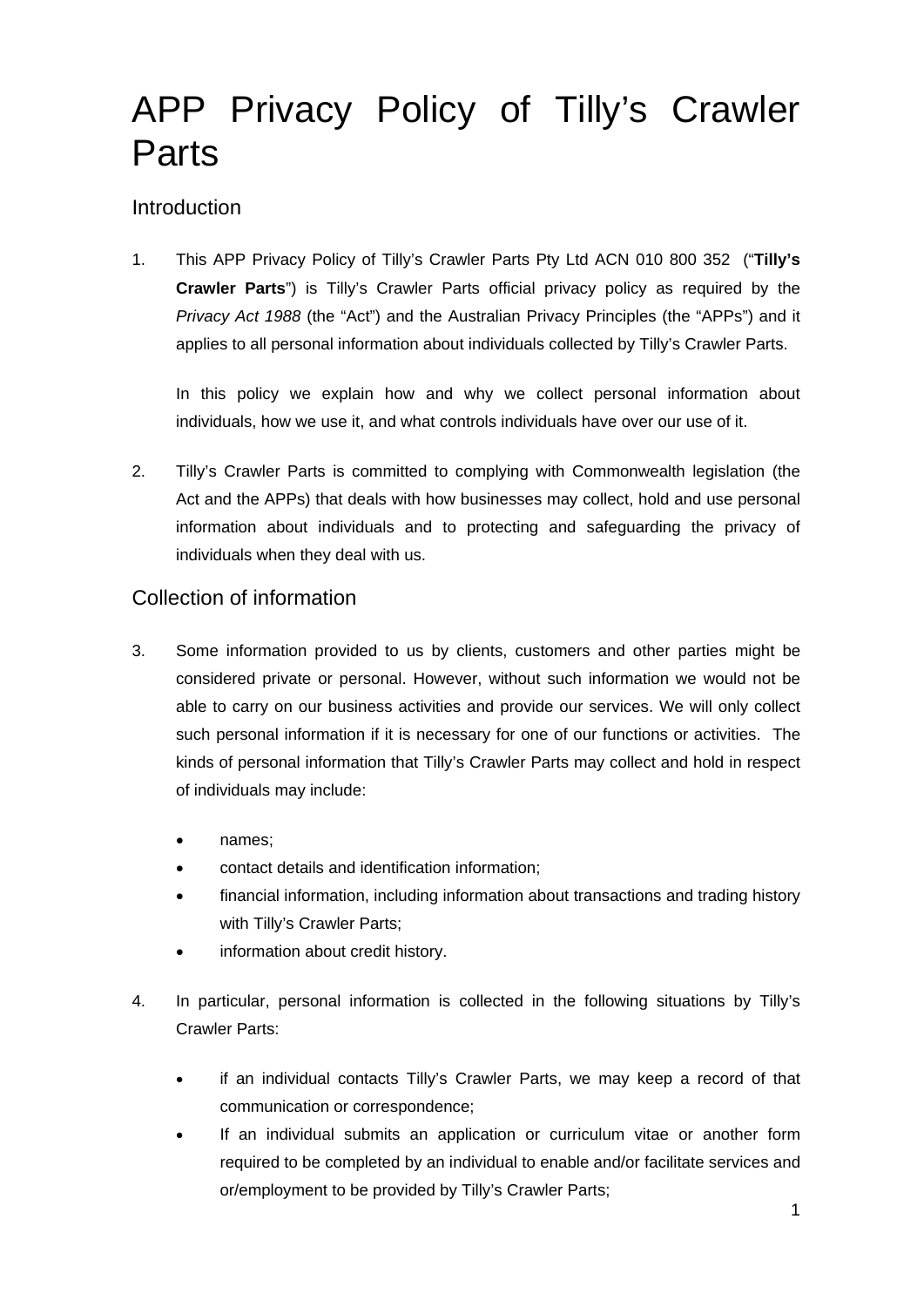# APP Privacy Policy of Tilly's Crawler Parts

## Introduction

1. This APP Privacy Policy of Tilly's Crawler Parts Pty Ltd ACN 010 800 352 ("**Tilly's Crawler Parts**") is Tilly's Crawler Parts official privacy policy as required by the *Privacy Act 1988* (the "Act") and the Australian Privacy Principles (the "APPs") and it applies to all personal information about individuals collected by Tilly's Crawler Parts.

   In this policy we explain how and why we collect personal information about individuals, how we use it, and what controls individuals have over our use of it.

2. Tilly's Crawler Parts is committed to complying with Commonwealth legislation (the Act and the APPs) that deals with how businesses may collect, hold and use personal information about individuals and to protecting and safeguarding the privacy of individuals when they deal with us.

## Collection of information

3. Some information provided to us by clients, customers and other parties might be considered private or personal. However, without such information we would not be able to carry on our business activities and provide our services. We will only collect such personal information if it is necessary for one of our functions or activities. The kinds of personal information that Tilly's Crawler Parts may collect and hold in respect of individuals may include:

   - names;
   - contact details and identification information;
   - financial information, including information about transactions and trading history with Tilly's Crawler Parts;
   - information about credit history.

4. In particular, personal information is collected in the following situations by Tilly's Crawler Parts:

   - if an individual contacts Tilly's Crawler Parts, we may keep a record of that communication or correspondence;
   - If an individual submits an application or curriculum vitae or another form required to be completed by an individual to enable and/or facilitate services and or/employment to be provided by Tilly's Crawler Parts;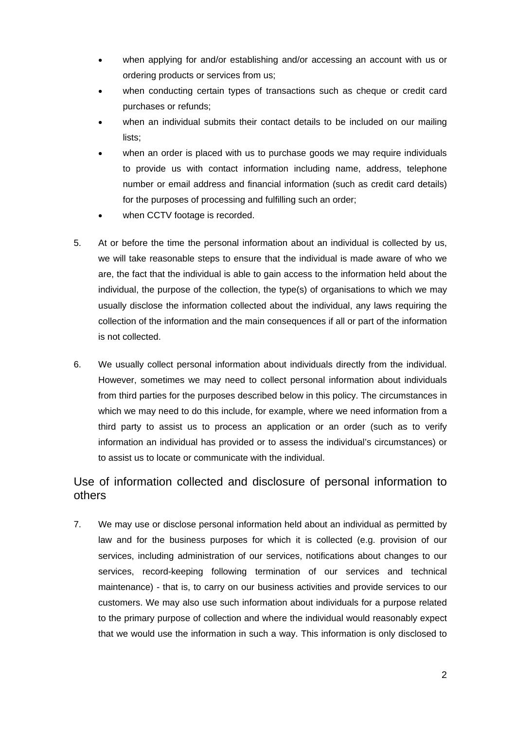- when applying for and/or establishing and/or accessing an account with us or ordering products or services from us;
- when conducting certain types of transactions such as cheque or credit card purchases or refunds;
- when an individual submits their contact details to be included on our mailing lists;
- when an order is placed with us to purchase goods we may require individuals to provide us with contact information including name, address, telephone number or email address and financial information (such as credit card details) for the purposes of processing and fulfilling such an order;
- when CCTV footage is recorded.

5. At or before the time the personal information about an individual is collected by us, we will take reasonable steps to ensure that the individual is made aware of who we are, the fact that the individual is able to gain access to the information held about the individual, the purpose of the collection, the type(s) of organisations to which we may usually disclose the information collected about the individual, any laws requiring the collection of the information and the main consequences if all or part of the information is not collected.

6. We usually collect personal information about individuals directly from the individual. However, sometimes we may need to collect personal information about individuals from third parties for the purposes described below in this policy. The circumstances in which we may need to do this include, for example, where we need information from a third party to assist us to process an application or an order (such as to verify information an individual has provided or to assess the individual's circumstances) or to assist us to locate or communicate with the individual.

## Use of information collected and disclosure of personal information to others

7. We may use or disclose personal information held about an individual as permitted by law and for the business purposes for which it is collected (e.g. provision of our services, including administration of our services, notifications about changes to our services, record-keeping following termination of our services and technical maintenance) - that is, to carry on our business activities and provide services to our customers. We may also use such information about individuals for a purpose related to the primary purpose of collection and where the individual would reasonably expect that we would use the information in such a way. This information is only disclosed to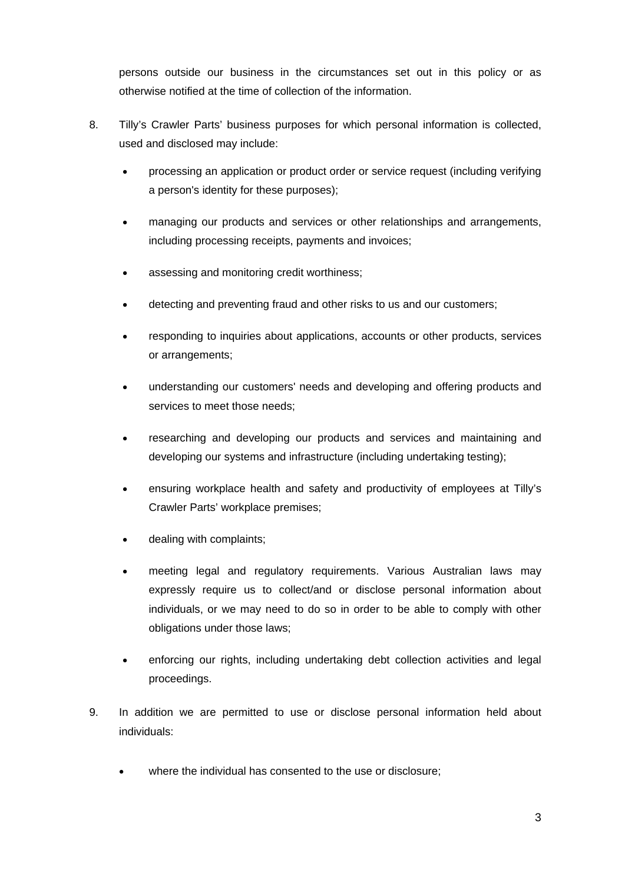persons outside our business in the circumstances set out in this policy or as otherwise notified at the time of collection of the information.

8. Tilly's Crawler Parts' business purposes for which personal information is collected, used and disclosed may include:

    - processing an application or product order or service request (including verifying a person's identity for these purposes);
    - managing our products and services or other relationships and arrangements, including processing receipts, payments and invoices;
    - assessing and monitoring credit worthiness;
    - detecting and preventing fraud and other risks to us and our customers;
    - responding to inquiries about applications, accounts or other products, services or arrangements;
    - understanding our customers' needs and developing and offering products and services to meet those needs;
    - researching and developing our products and services and maintaining and developing our systems and infrastructure (including undertaking testing);
    - ensuring workplace health and safety and productivity of employees at Tilly's Crawler Parts' workplace premises;
    - dealing with complaints;
    - meeting legal and regulatory requirements. Various Australian laws may expressly require us to collect/and or disclose personal information about individuals, or we may need to do so in order to be able to comply with other obligations under those laws;
    - enforcing our rights, including undertaking debt collection activities and legal proceedings.

9. In addition we are permitted to use or disclose personal information held about individuals:

    - where the individual has consented to the use or disclosure;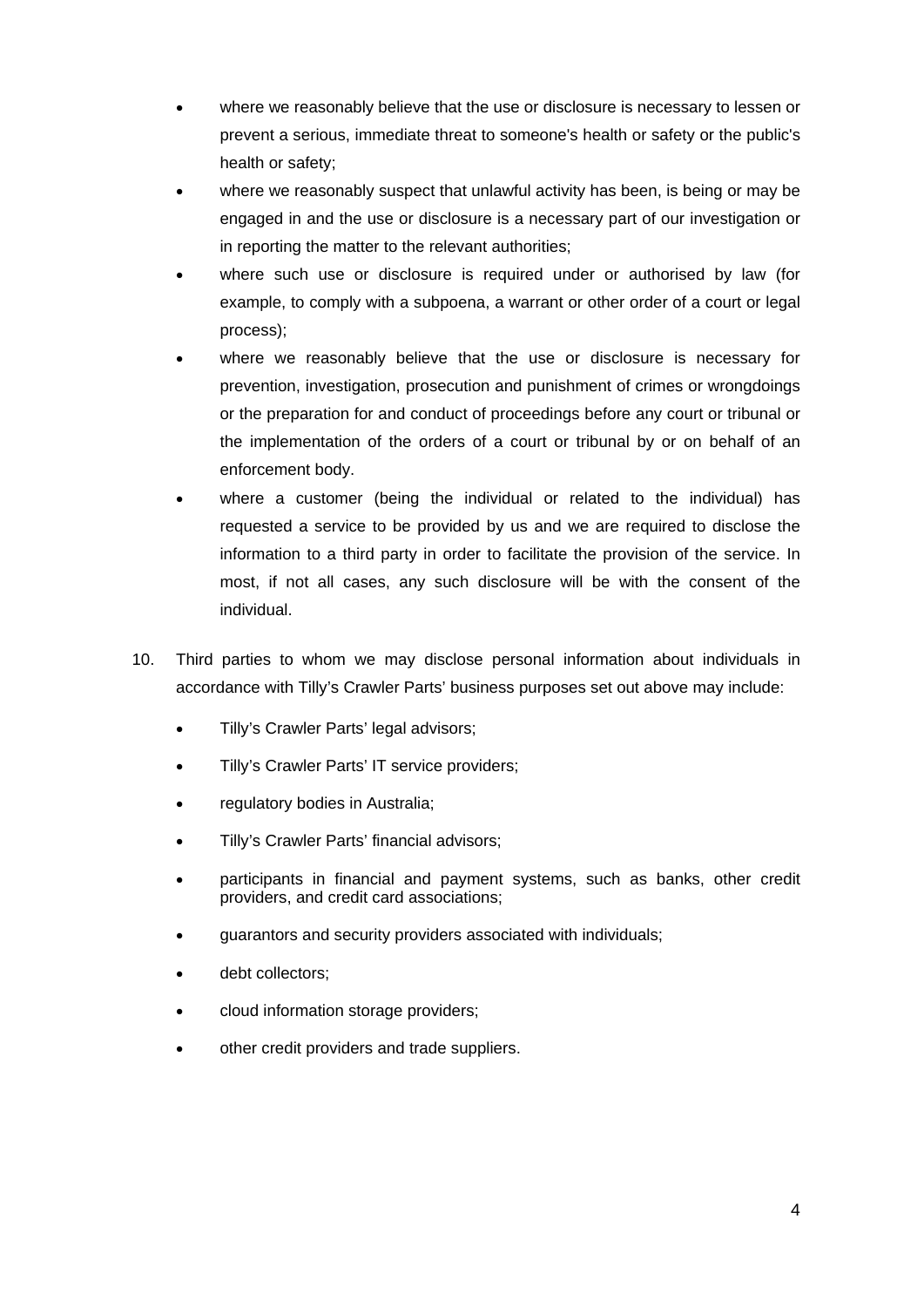- where we reasonably believe that the use or disclosure is necessary to lessen or prevent a serious, immediate threat to someone's health or safety or the public's health or safety;
- where we reasonably suspect that unlawful activity has been, is being or may be engaged in and the use or disclosure is a necessary part of our investigation or in reporting the matter to the relevant authorities;
- where such use or disclosure is required under or authorised by law (for example, to comply with a subpoena, a warrant or other order of a court or legal process);
- where we reasonably believe that the use or disclosure is necessary for prevention, investigation, prosecution and punishment of crimes or wrongdoings or the preparation for and conduct of proceedings before any court or tribunal or the implementation of the orders of a court or tribunal by or on behalf of an enforcement body.
- where a customer (being the individual or related to the individual) has requested a service to be provided by us and we are required to disclose the information to a third party in order to facilitate the provision of the service. In most, if not all cases, any such disclosure will be with the consent of the individual.

10. Third parties to whom we may disclose personal information about individuals in accordance with Tilly's Crawler Parts' business purposes set out above may include:

    - Tilly's Crawler Parts' legal advisors;
    - Tilly's Crawler Parts' IT service providers;
    - regulatory bodies in Australia;
    - Tilly's Crawler Parts' financial advisors;
    - participants in financial and payment systems, such as banks, other credit providers, and credit card associations;
    - guarantors and security providers associated with individuals;
    - debt collectors;
    - cloud information storage providers;
    - other credit providers and trade suppliers.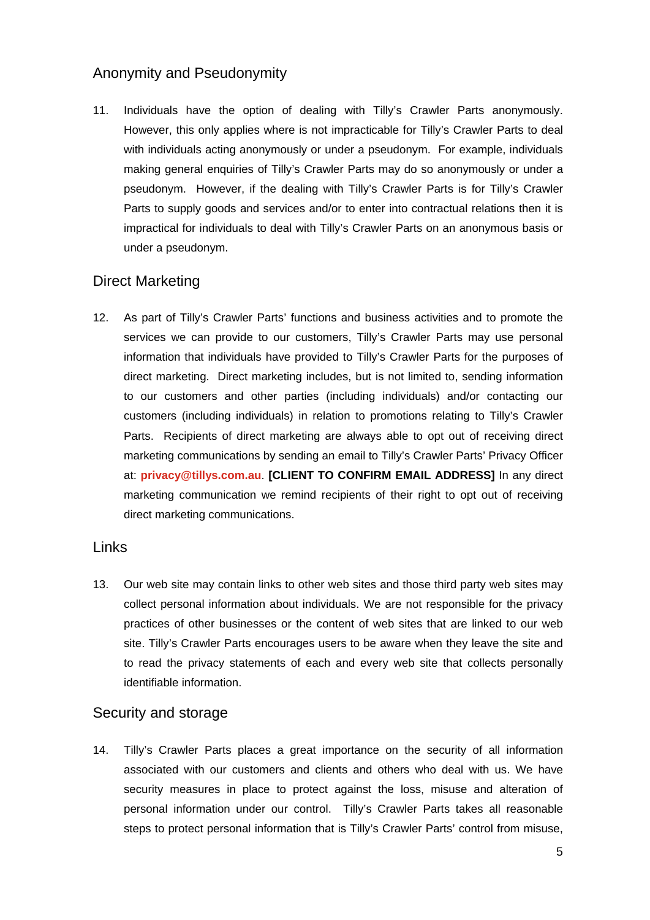## Anonymity and Pseudonymity

11. Individuals have the option of dealing with Tilly's Crawler Parts anonymously. However, this only applies where is not impracticable for Tilly's Crawler Parts to deal with individuals acting anonymously or under a pseudonym. For example, individuals making general enquiries of Tilly's Crawler Parts may do so anonymously or under a pseudonym. However, if the dealing with Tilly's Crawler Parts is for Tilly's Crawler Parts to supply goods and services and/or to enter into contractual relations then it is impractical for individuals to deal with Tilly's Crawler Parts on an anonymous basis or under a pseudonym.

## Direct Marketing

12. As part of Tilly's Crawler Parts' functions and business activities and to promote the services we can provide to our customers, Tilly's Crawler Parts may use personal information that individuals have provided to Tilly's Crawler Parts for the purposes of direct marketing. Direct marketing includes, but is not limited to, sending information to our customers and other parties (including individuals) and/or contacting our customers (including individuals) in relation to promotions relating to Tilly's Crawler Parts. Recipients of direct marketing are always able to opt out of receiving direct marketing communications by sending an email to Tilly's Crawler Parts' Privacy Officer at: **privacy@tillys.com.au**. **[CLIENT TO CONFIRM EMAIL ADDRESS]** In any direct marketing communication we remind recipients of their right to opt out of receiving direct marketing communications.

## Links

13. Our web site may contain links to other web sites and those third party web sites may collect personal information about individuals. We are not responsible for the privacy practices of other businesses or the content of web sites that are linked to our web site. Tilly's Crawler Parts encourages users to be aware when they leave the site and to read the privacy statements of each and every web site that collects personally identifiable information.

## Security and storage

14. Tilly's Crawler Parts places a great importance on the security of all information associated with our customers and clients and others who deal with us. We have security measures in place to protect against the loss, misuse and alteration of personal information under our control. Tilly's Crawler Parts takes all reasonable steps to protect personal information that is Tilly's Crawler Parts' control from misuse,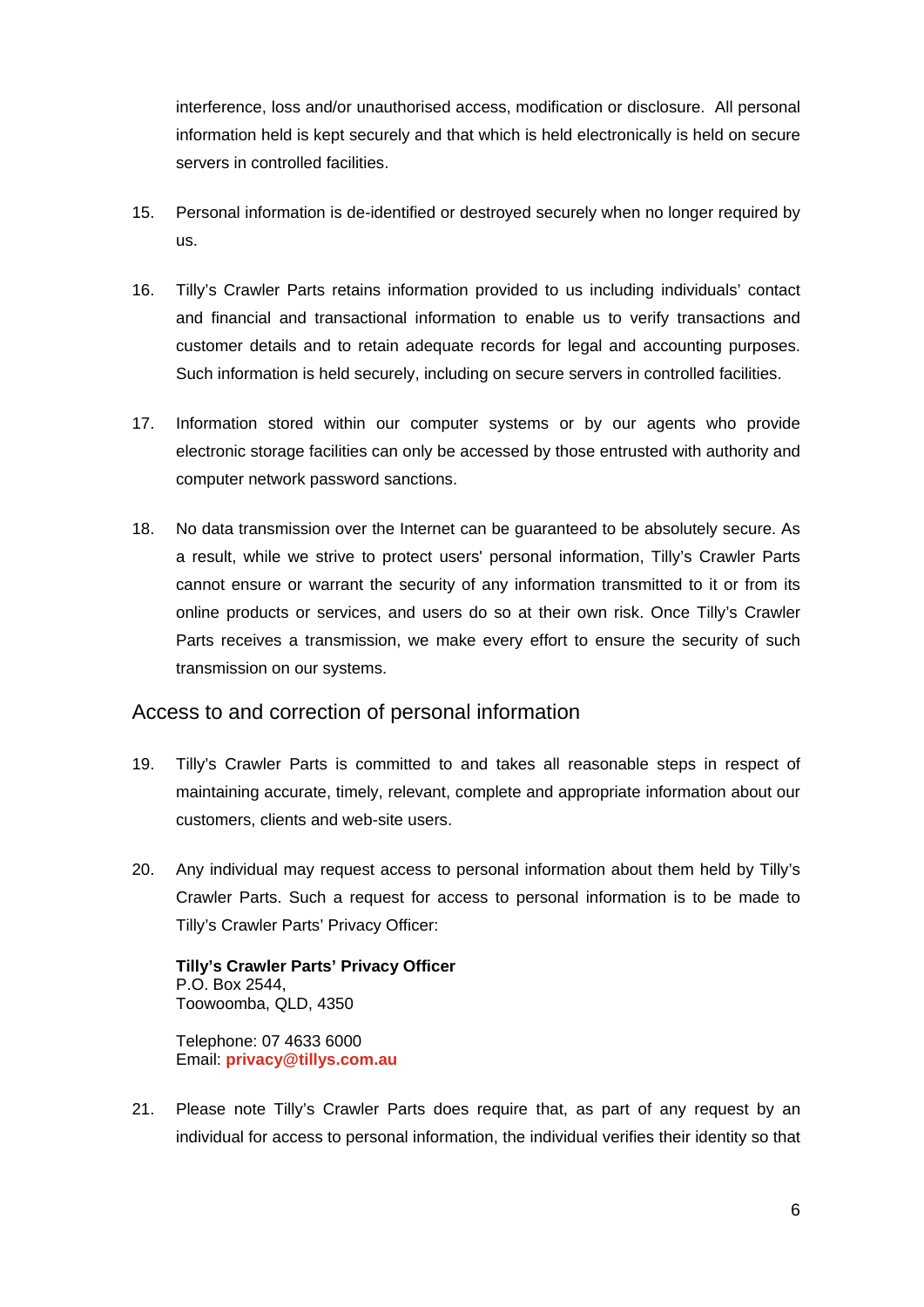interference, loss and/or unauthorised access, modification or disclosure. All personal information held is kept securely and that which is held electronically is held on secure servers in controlled facilities.

15. Personal information is de-identified or destroyed securely when no longer required by us.

16. Tilly's Crawler Parts retains information provided to us including individuals' contact and financial and transactional information to enable us to verify transactions and customer details and to retain adequate records for legal and accounting purposes. Such information is held securely, including on secure servers in controlled facilities.

17. Information stored within our computer systems or by our agents who provide electronic storage facilities can only be accessed by those entrusted with authority and computer network password sanctions.

18. No data transmission over the Internet can be guaranteed to be absolutely secure. As a result, while we strive to protect users' personal information, Tilly's Crawler Parts cannot ensure or warrant the security of any information transmitted to it or from its online products or services, and users do so at their own risk. Once Tilly's Crawler Parts receives a transmission, we make every effort to ensure the security of such transmission on our systems.

## Access to and correction of personal information

19. Tilly's Crawler Parts is committed to and takes all reasonable steps in respect of maintaining accurate, timely, relevant, complete and appropriate information about our customers, clients and web-site users.

20. Any individual may request access to personal information about them held by Tilly's Crawler Parts. Such a request for access to personal information is to be made to Tilly's Crawler Parts' Privacy Officer:

    **Tilly's Crawler Parts' Privacy Officer**
    P.O. Box 2544,
    Toowoomba, QLD, 4350

    Telephone: 07 4633 6000
    Email: **privacy@tillys.com.au**

21. Please note Tilly's Crawler Parts does require that, as part of any request by an individual for access to personal information, the individual verifies their identity so that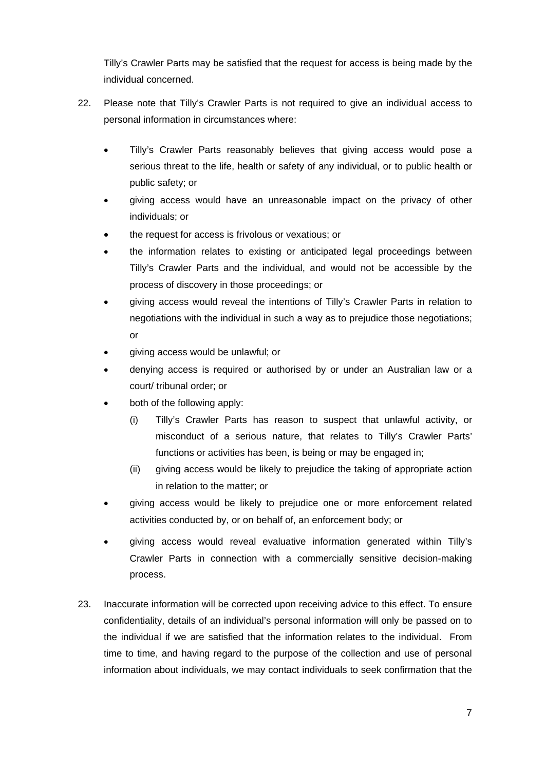Tilly's Crawler Parts may be satisfied that the request for access is being made by the individual concerned.

22. Please note that Tilly's Crawler Parts is not required to give an individual access to personal information in circumstances where:

    - Tilly's Crawler Parts reasonably believes that giving access would pose a serious threat to the life, health or safety of any individual, or to public health or public safety; or
    - giving access would have an unreasonable impact on the privacy of other individuals; or
    - the request for access is frivolous or vexatious; or
    - the information relates to existing or anticipated legal proceedings between Tilly's Crawler Parts and the individual, and would not be accessible by the process of discovery in those proceedings; or
    - giving access would reveal the intentions of Tilly's Crawler Parts in relation to negotiations with the individual in such a way as to prejudice those negotiations; or
    - giving access would be unlawful; or
    - denying access is required or authorised by or under an Australian law or a court/ tribunal order; or
    - both of the following apply:
        (i) Tilly's Crawler Parts has reason to suspect that unlawful activity, or misconduct of a serious nature, that relates to Tilly's Crawler Parts' functions or activities has been, is being or may be engaged in;
        (ii) giving access would be likely to prejudice the taking of appropriate action in relation to the matter; or
    - giving access would be likely to prejudice one or more enforcement related activities conducted by, or on behalf of, an enforcement body; or
    - giving access would reveal evaluative information generated within Tilly's Crawler Parts in connection with a commercially sensitive decision-making process.

23. Inaccurate information will be corrected upon receiving advice to this effect. To ensure confidentiality, details of an individual's personal information will only be passed on to the individual if we are satisfied that the information relates to the individual. From time to time, and having regard to the purpose of the collection and use of personal information about individuals, we may contact individuals to seek confirmation that the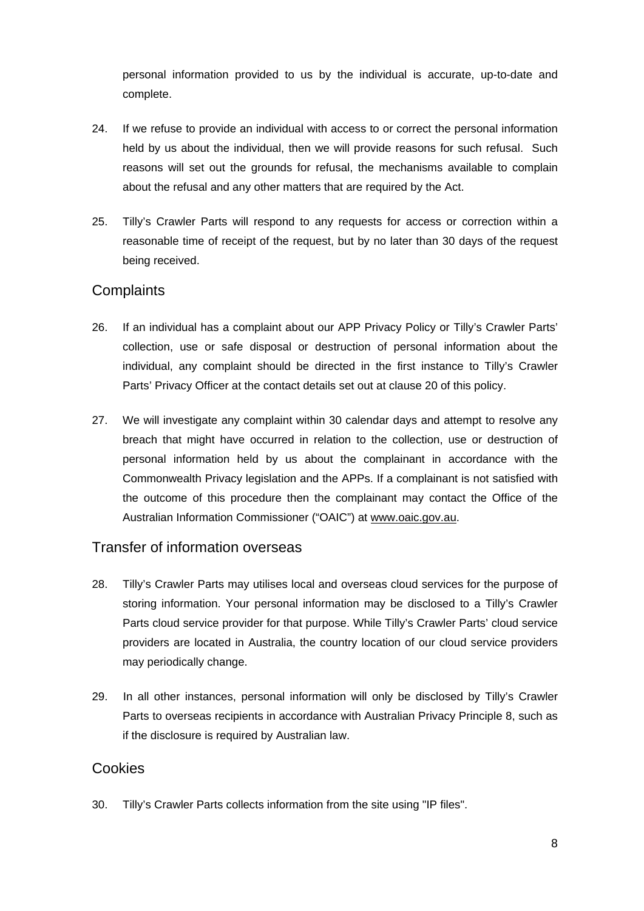personal information provided to us by the individual is accurate, up-to-date and complete.

24. If we refuse to provide an individual with access to or correct the personal information held by us about the individual, then we will provide reasons for such refusal. Such reasons will set out the grounds for refusal, the mechanisms available to complain about the refusal and any other matters that are required by the Act.

25. Tilly's Crawler Parts will respond to any requests for access or correction within a reasonable time of receipt of the request, but by no later than 30 days of the request being received.

## Complaints

26. If an individual has a complaint about our APP Privacy Policy or Tilly's Crawler Parts' collection, use or safe disposal or destruction of personal information about the individual, any complaint should be directed in the first instance to Tilly's Crawler Parts' Privacy Officer at the contact details set out at clause 20 of this policy.

27. We will investigate any complaint within 30 calendar days and attempt to resolve any breach that might have occurred in relation to the collection, use or destruction of personal information held by us about the complainant in accordance with the Commonwealth Privacy legislation and the APPs. If a complainant is not satisfied with the outcome of this procedure then the complainant may contact the Office of the Australian Information Commissioner ("OAIC") at www.oaic.gov.au.

## Transfer of information overseas

28. Tilly's Crawler Parts may utilises local and overseas cloud services for the purpose of storing information. Your personal information may be disclosed to a Tilly's Crawler Parts cloud service provider for that purpose. While Tilly's Crawler Parts' cloud service providers are located in Australia, the country location of our cloud service providers may periodically change.

29. In all other instances, personal information will only be disclosed by Tilly's Crawler Parts to overseas recipients in accordance with Australian Privacy Principle 8, such as if the disclosure is required by Australian law.

## Cookies

30. Tilly's Crawler Parts collects information from the site using "IP files".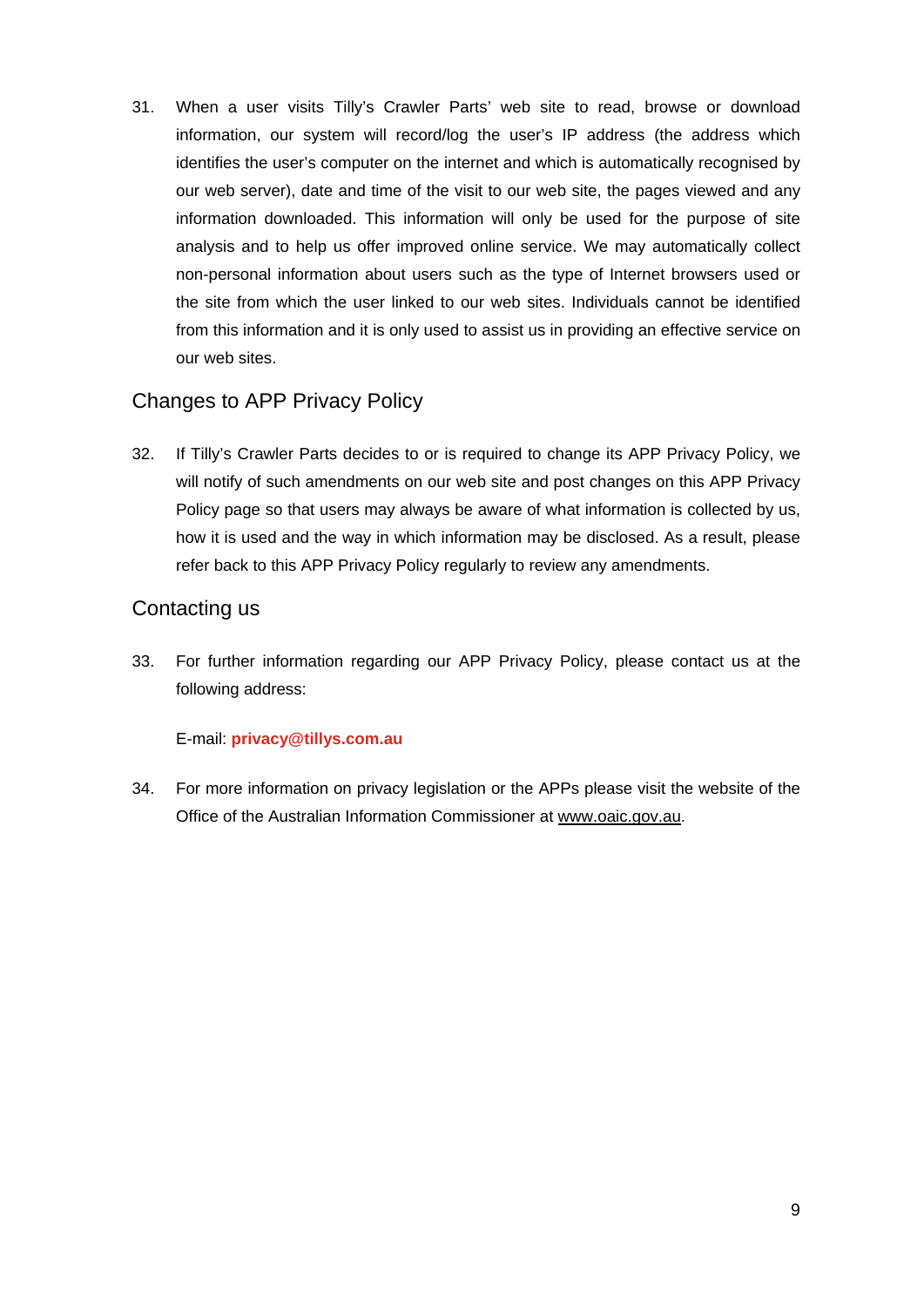31. When a user visits Tilly's Crawler Parts' web site to read, browse or download information, our system will record/log the user's IP address (the address which identifies the user's computer on the internet and which is automatically recognised by our web server), date and time of the visit to our web site, the pages viewed and any information downloaded. This information will only be used for the purpose of site analysis and to help us offer improved online service. We may automatically collect non-personal information about users such as the type of Internet browsers used or the site from which the user linked to our web sites. Individuals cannot be identified from this information and it is only used to assist us in providing an effective service on our web sites.

## Changes to APP Privacy Policy

32. If Tilly's Crawler Parts decides to or is required to change its APP Privacy Policy, we will notify of such amendments on our web site and post changes on this APP Privacy Policy page so that users may always be aware of what information is collected by us, how it is used and the way in which information may be disclosed. As a result, please refer back to this APP Privacy Policy regularly to review any amendments.

## Contacting us

33. For further information regarding our APP Privacy Policy, please contact us at the following address:

    E-mail: **privacy@tillys.com.au**

34. For more information on privacy legislation or the APPs please visit the website of the Office of the Australian Information Commissioner at www.oaic.gov.au.